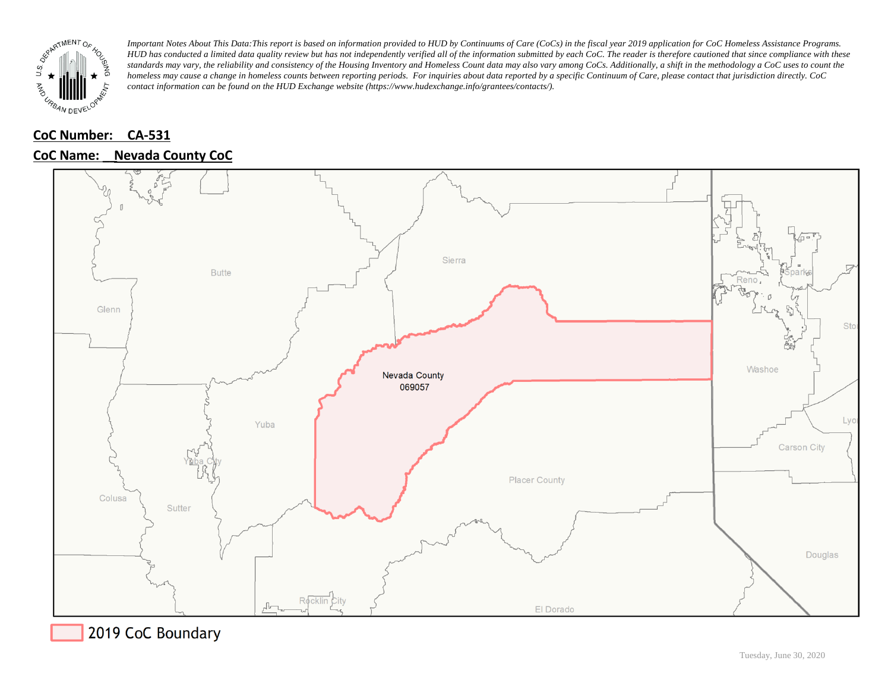*Important Notes About This Data: This report is based on information provided to HUD by Continuums of Care (CoCs) in the fiscal year 2019 application for CoC Homeless Assistance Programs. HUD has conducted a limited data quality review but has not independently verified all of the information submitted by each CoC. The reader is therefore cautioned that since compliance with these standards may vary, the reliability and consistency of the Housing Inventory and Homeless Count data may also vary among CoCs. Additionally, a shift in the methodology a CoC uses to count the homeless may cause a change in homeless counts between reporting periods. For inquiries about data reported by a specific Continuum of Care, please contact that jurisdiction directly. CoC contact information can be found on the HUD Exchange website (https://www.hudexchange.info/grantees/contacts/).*

**CoC Number: CA-531**

**CoC Name: Nevada County CoC**

Nevada County
069057

Butte, Glenn, Sierra, Reno, Sparks, Washoe, Yuba, Yuba City, Colusa, Sutter, Placer County, Carson City, Lyon, Douglas, Rocklin City, El Dorado

2019 CoC Boundary

Tuesday, June 30, 2020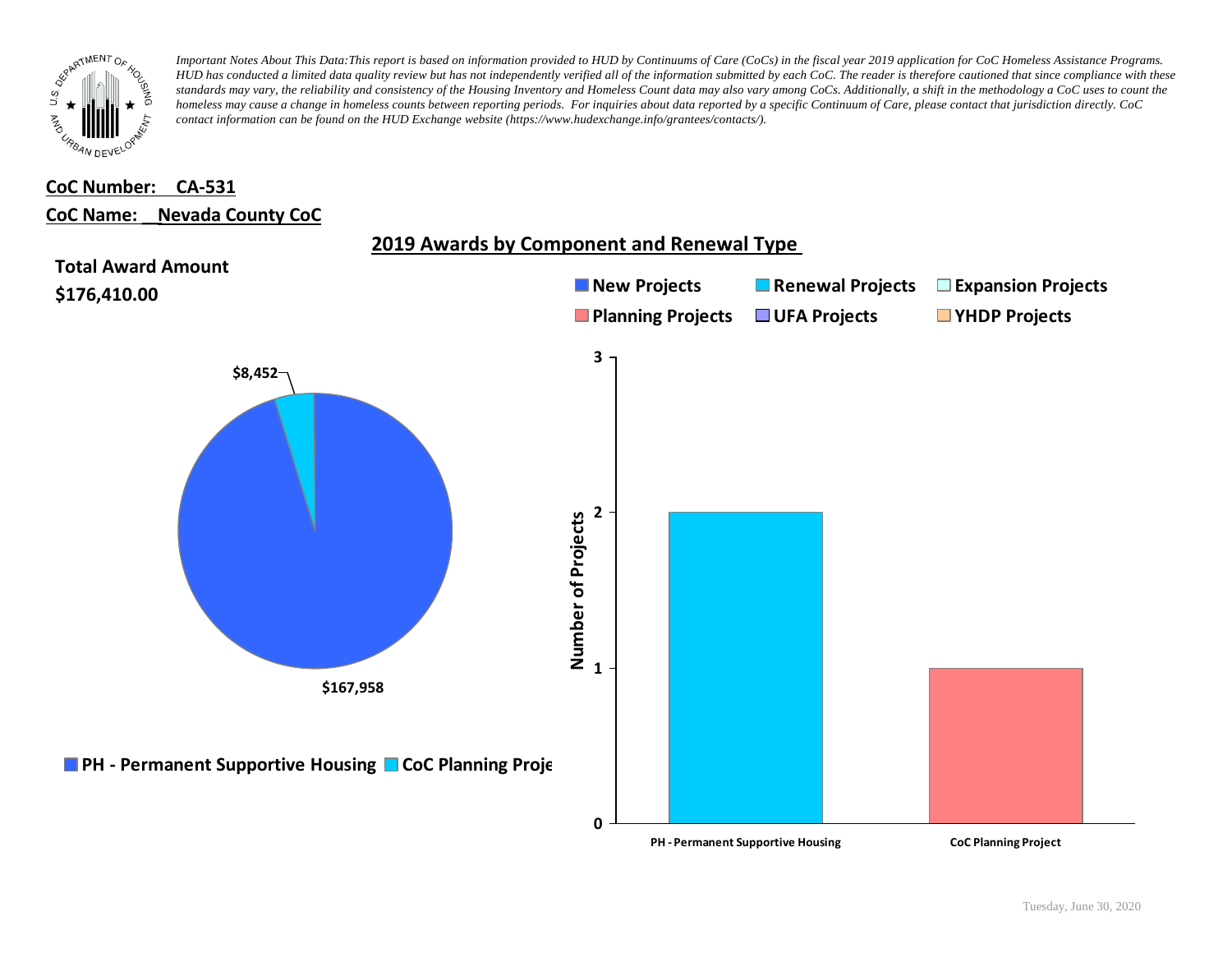*Important Notes About This Data: This report is based on information provided to HUD by Continuums of Care (CoCs) in the fiscal year 2019 application for CoC Homeless Assistance Programs. HUD has conducted a limited data quality review but has not independently verified all of the information submitted by each CoC. The reader is therefore cautioned that since compliance with these standards may vary, the reliability and consistency of the Housing Inventory and Homeless Count data may also vary among CoCs. Additionally, a shift in the methodology a CoC uses to count the homeless may cause a change in homeless counts between reporting periods. For inquiries about data reported by a specific Continuum of Care, please contact that jurisdiction directly. CoC contact information can be found on the HUD Exchange website (https://www.hudexchange.info/grantees/contacts/).*

**CoC Number: CA-531**

**CoC Name: Nevada County CoC**

## 2019 Awards by Component and Renewal Type

**Total Award Amount**
**$176,410.00**

| Component | Award Amount |
| --- | --- |
| PH - Permanent Supportive Housing | $167,958 |
| CoC Planning Project | $8,452 |

New Projects | Renewal Projects | Expansion Projects | Planning Projects | UFA Projects | YHDP Projects

| Component | Project Type | Number of Projects |
| --- | --- | --- |
| PH - Permanent Supportive Housing | Renewal Projects | 2 |
| CoC Planning Project | Planning Projects | 1 |

Tuesday, June 30, 2020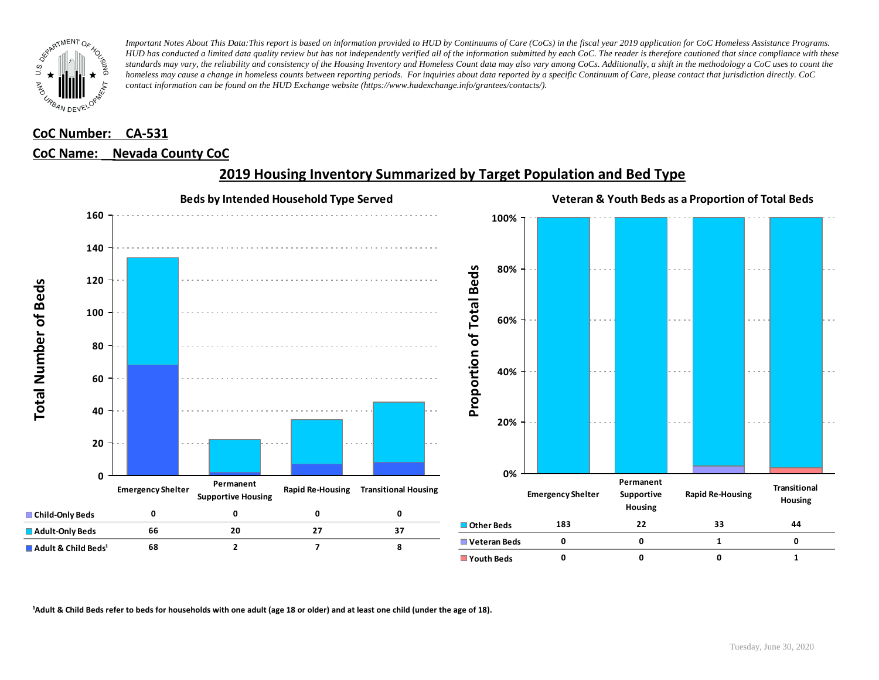*Important Notes About This Data: This report is based on information provided to HUD by Continuums of Care (CoCs) in the fiscal year 2019 application for CoC Homeless Assistance Programs. HUD has conducted a limited data quality review but has not independently verified all of the information submitted by each CoC. The reader is therefore cautioned that since compliance with these standards may vary, the reliability and consistency of the Housing Inventory and Homeless Count data may also vary among CoCs. Additionally, a shift in the methodology a CoC uses to count the homeless may cause a change in homeless counts between reporting periods. For inquiries about data reported by a specific Continuum of Care, please contact that jurisdiction directly. CoC contact information can be found on the HUD Exchange website (https://www.hudexchange.info/grantees/contacts/).*

**CoC Number: CA-531**

**CoC Name: Nevada County CoC**

## 2019 Housing Inventory Summarized by Target Population and Bed Type

### Beds by Intended Household Type Served

| | Emergency Shelter | Permanent Supportive Housing | Rapid Re-Housing | Transitional Housing |
|---|---|---|---|---|
| Child-Only Beds | 0 | 0 | 0 | 0 |
| Adult-Only Beds | 66 | 20 | 27 | 37 |
| Adult & Child Beds[1] | 68 | 2 | 7 | 8 |

### Veteran & Youth Beds as a Proportion of Total Beds

| | Emergency Shelter | Permanent Supportive Housing | Rapid Re-Housing | Transitional Housing |
|---|---|---|---|---|
| Other Beds | 183 | 22 | 33 | 44 |
| Veteran Beds | 0 | 0 | 1 | 0 |
| Youth Beds | 0 | 0 | 0 | 1 |

[1]Adult & Child Beds refer to beds for households with one adult (age 18 or older) and at least one child (under the age of 18).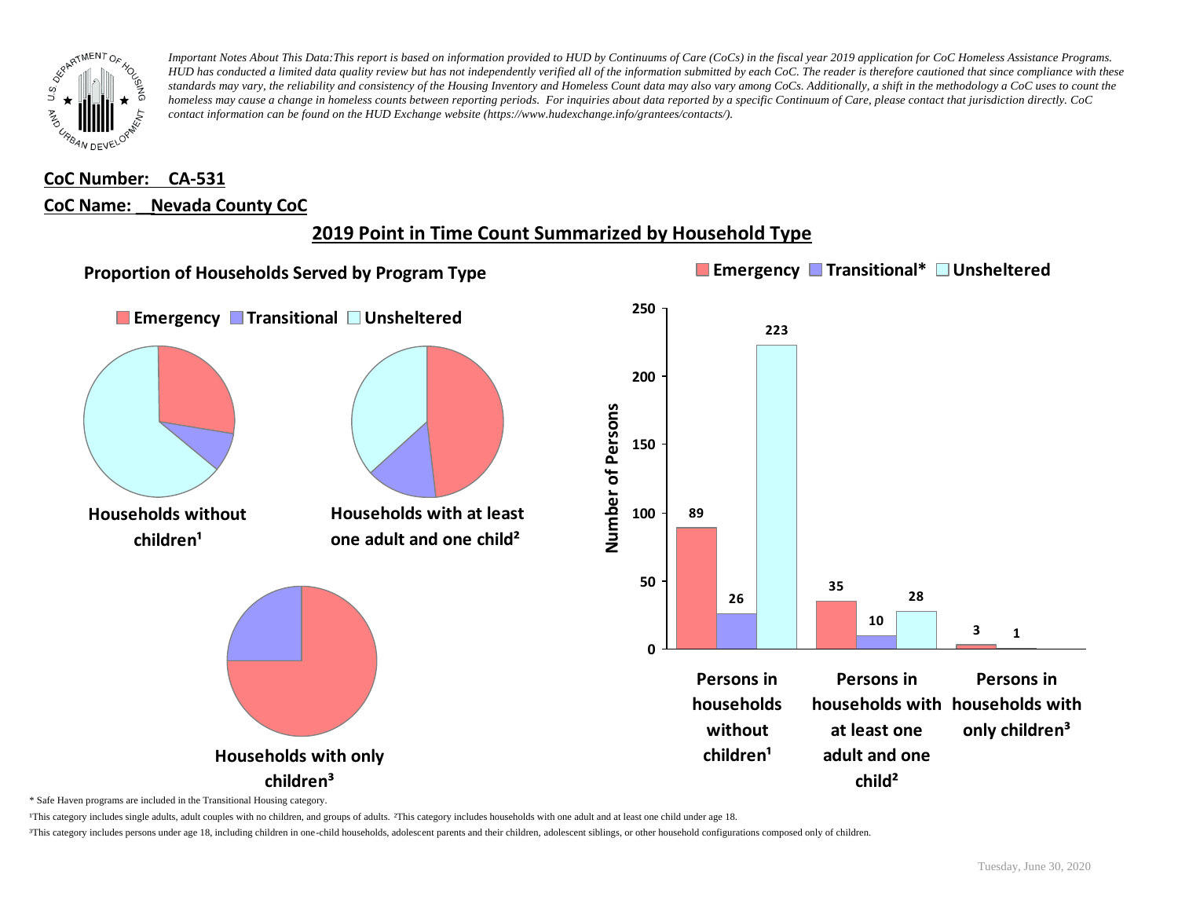*Important Notes About This Data: This report is based on information provided to HUD by Continuums of Care (CoCs) in the fiscal year 2019 application for CoC Homeless Assistance Programs. HUD has conducted a limited data quality review but has not independently verified all of the information submitted by each CoC. The reader is therefore cautioned that since compliance with these standards may vary, the reliability and consistency of the Housing Inventory and Homeless Count data may also vary among CoCs. Additionally, a shift in the methodology a CoC uses to count the homeless may cause a change in homeless counts between reporting periods. For inquiries about data reported by a specific Continuum of Care, please contact that jurisdiction directly. CoC contact information can be found on the HUD Exchange website (https://www.hudexchange.info/grantees/contacts/).*

**CoC Number: CA-531**

**CoC Name: Nevada County CoC**

## 2019 Point in Time Count Summarized by Household Type

### Proportion of Households Served by Program Type

Emergency | Transitional | Unsheltered

**Households without children¹**

**Households with at least one adult and one child²**

**Households with only children³**

Emergency | Transitional* | Unsheltered

| | Emergency | Transitional* | Unsheltered |
|---|---|---|---|
| Persons in households without children¹ | 89 | 26 | 223 |
| Persons in households with at least one adult and one child² | 35 | 10 | 28 |
| Persons in households with only children³ | 3 | 1 | |

Number of Persons

\* Safe Haven programs are included in the Transitional Housing category.

¹This category includes single adults, adult couples with no children, and groups of adults. ²This category includes households with one adult and at least one child under age 18.

³This category includes persons under age 18, including children in one-child households, adolescent parents and their children, adolescent siblings, or other household configurations composed only of children.

Tuesday, June 30, 2020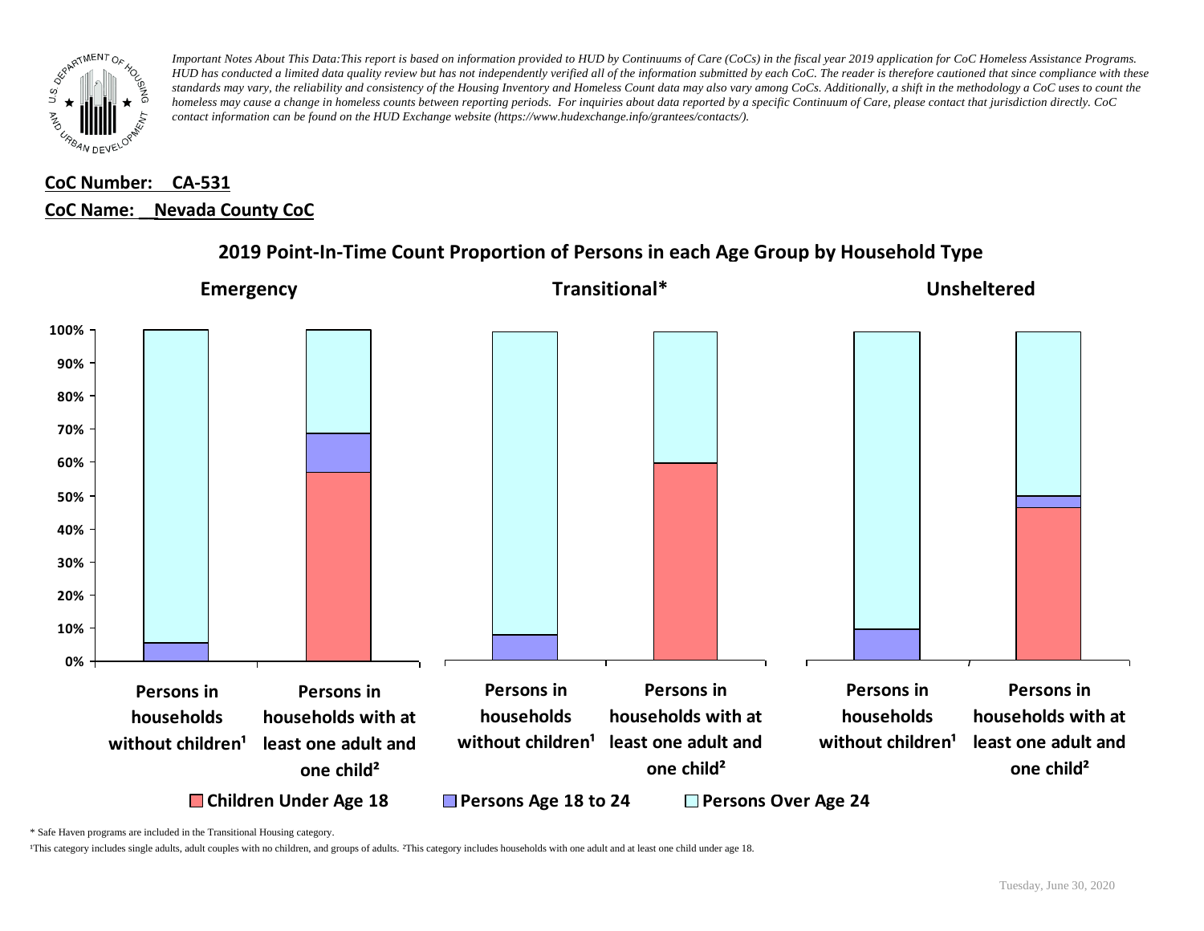*Important Notes About This Data:This report is based on information provided to HUD by Continuums of Care (CoCs) in the fiscal year 2019 application for CoC Homeless Assistance Programs. HUD has conducted a limited data quality review but has not independently verified all of the information submitted by each CoC. The reader is therefore cautioned that since compliance with these standards may vary, the reliability and consistency of the Housing Inventory and Homeless Count data may also vary among CoCs. Additionally, a shift in the methodology a CoC uses to count the homeless may cause a change in homeless counts between reporting periods. For inquiries about data reported by a specific Continuum of Care, please contact that jurisdiction directly. CoC contact information can be found on the HUD Exchange website (https://www.hudexchange.info/grantees/contacts/).*

**CoC Number: CA-531**

**CoC Name: Nevada County CoC**

## 2019 Point-In-Time Count Proportion of Persons in each Age Group by Household Type

**Emergency** | **Transitional*** | **Unsheltered**

Categories: Persons in households without children¹; Persons in households with at least one adult and one child²

Legend: Children Under Age 18; Persons Age 18 to 24; Persons Over Age 24

\* Safe Haven programs are included in the Transitional Housing category.

¹This category includes single adults, adult couples with no children, and groups of adults. ²This category includes households with one adult and at least one child under age 18.

Tuesday, June 30, 2020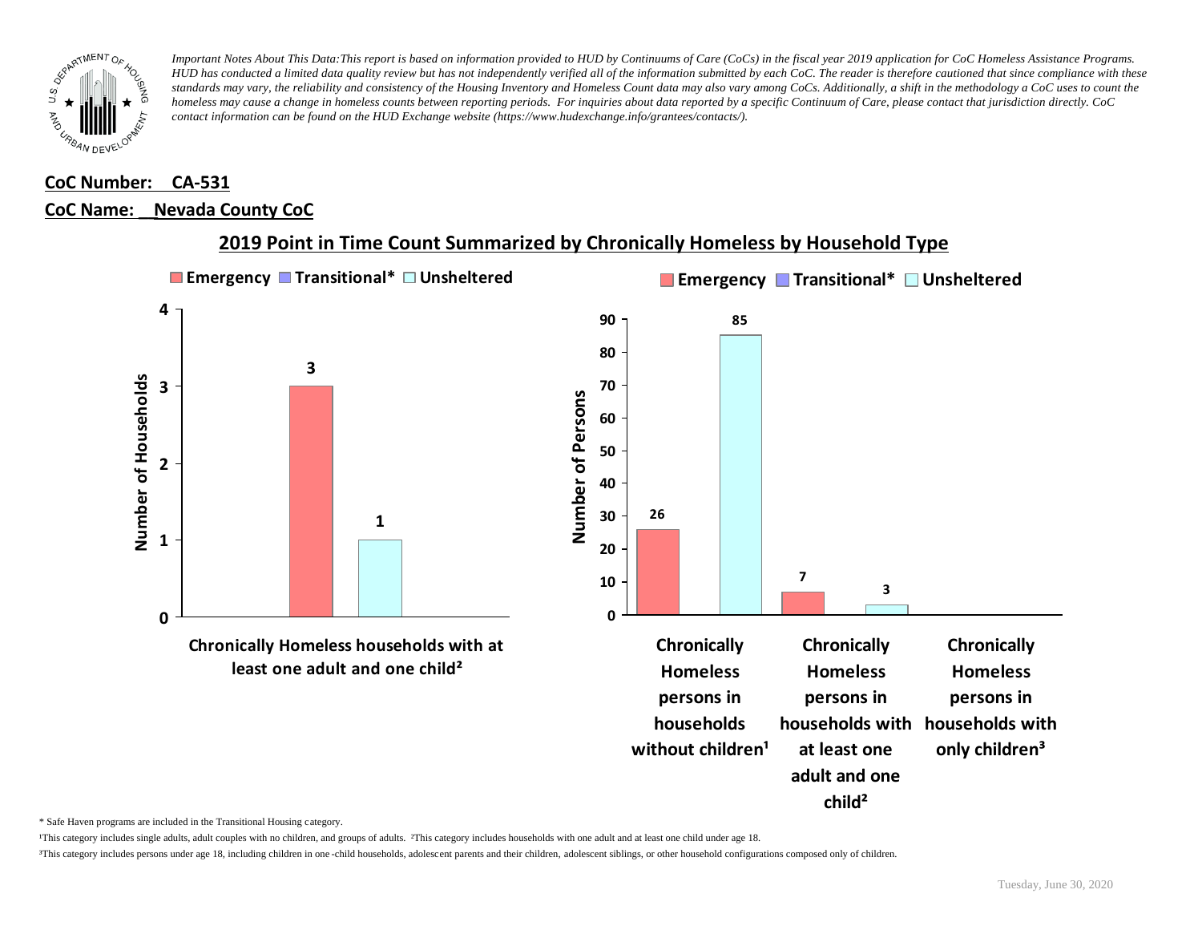*Important Notes About This Data: This report is based on information provided to HUD by Continuums of Care (CoCs) in the fiscal year 2019 application for CoC Homeless Assistance Programs. HUD has conducted a limited data quality review but has not independently verified all of the information submitted by each CoC. The reader is therefore cautioned that since compliance with these standards may vary, the reliability and consistency of the Housing Inventory and Homeless Count data may also vary among CoCs. Additionally, a shift in the methodology a CoC uses to count the homeless may cause a change in homeless counts between reporting periods. For inquiries about data reported by a specific Continuum of Care, please contact that jurisdiction directly. CoC contact information can be found on the HUD Exchange website (https://www.hudexchange.info/grantees/contacts/).*

**CoC Number: CA-531**

**CoC Name: Nevada County CoC**

## 2019 Point in Time Count Summarized by Chronically Homeless by Household Type

**Number of Households**

| | Emergency | Transitional* | Unsheltered |
|---|---|---|---|
| Chronically Homeless households with at least one adult and one child² | 3 | | 1 |

**Number of Persons**

| | Emergency | Transitional* | Unsheltered |
|---|---|---|---|
| Chronically Homeless persons in households without children¹ | 26 | | 85 |
| Chronically Homeless persons in households with at least one adult and one child² | 7 | | 3 |
| Chronically Homeless persons in households with only children³ | | | |

\* Safe Haven programs are included in the Transitional Housing category.

¹This category includes single adults, adult couples with no children, and groups of adults. ²This category includes households with one adult and at least one child under age 18.

³This category includes persons under age 18, including children in one-child households, adolescent parents and their children, adolescent siblings, or other household configurations composed only of children.

Tuesday, June 30, 2020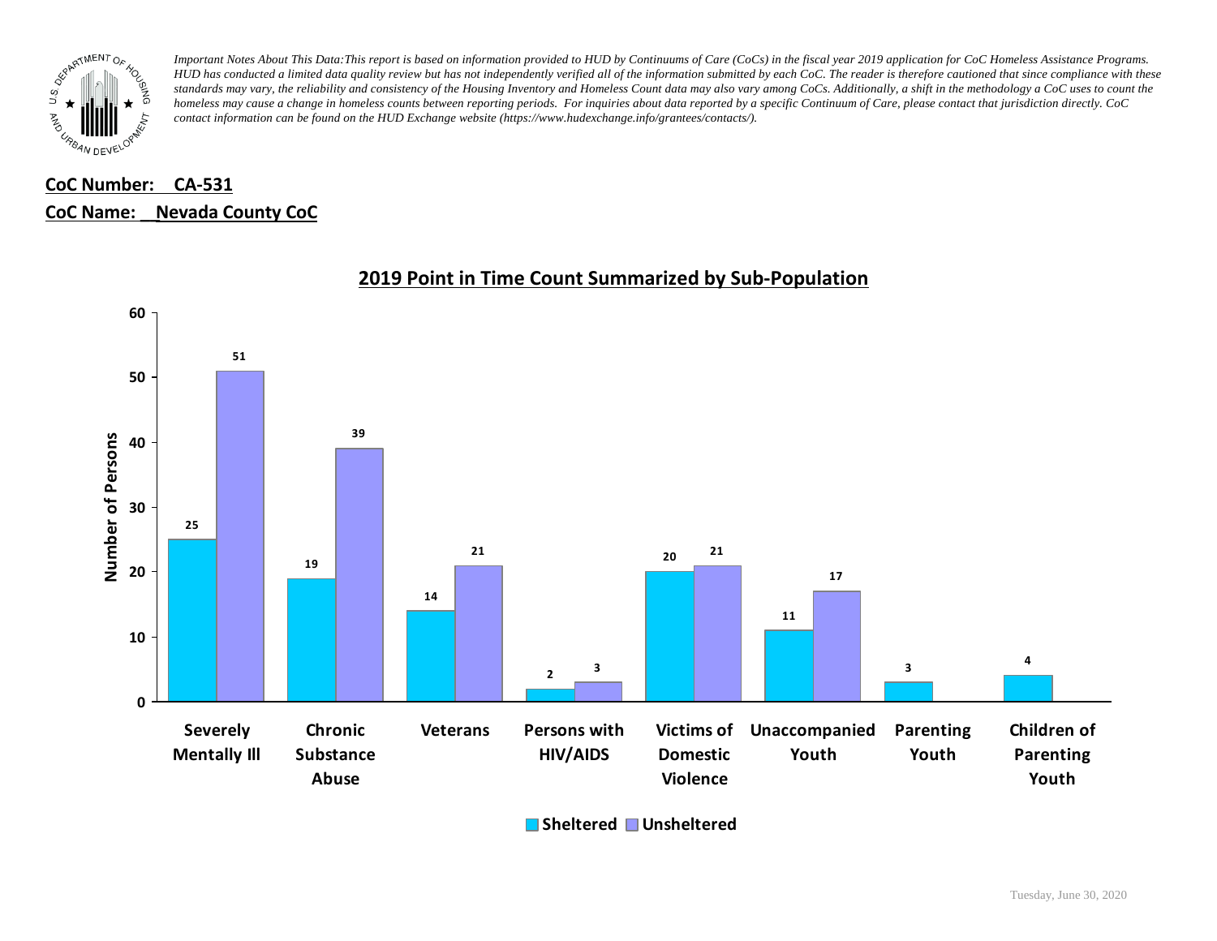*Important Notes About This Data:This report is based on information provided to HUD by Continuums of Care (CoCs) in the fiscal year 2019 application for CoC Homeless Assistance Programs. HUD has conducted a limited data quality review but has not independently verified all of the information submitted by each CoC. The reader is therefore cautioned that since compliance with these standards may vary, the reliability and consistency of the Housing Inventory and Homeless Count data may also vary among CoCs. Additionally, a shift in the methodology a CoC uses to count the homeless may cause a change in homeless counts between reporting periods. For inquiries about data reported by a specific Continuum of Care, please contact that jurisdiction directly. CoC contact information can be found on the HUD Exchange website (https://www.hudexchange.info/grantees/contacts/).*

**CoC Number: CA-531**

**CoC Name: Nevada County CoC**

## 2019 Point in Time Count Summarized by Sub-Population

Number of Persons

0
10
20
30
40
50
60

25
51
19
39
14
21
2
3
20
21
11
17
3
4

Severely Mentally Ill
Chronic Substance Abuse
Veterans
Persons with HIV/AIDS
Victims of Domestic Violence
Unaccompanied Youth
Parenting Youth
Children of Parenting Youth

Sheltered
Unsheltered

Tuesday, June 30, 2020